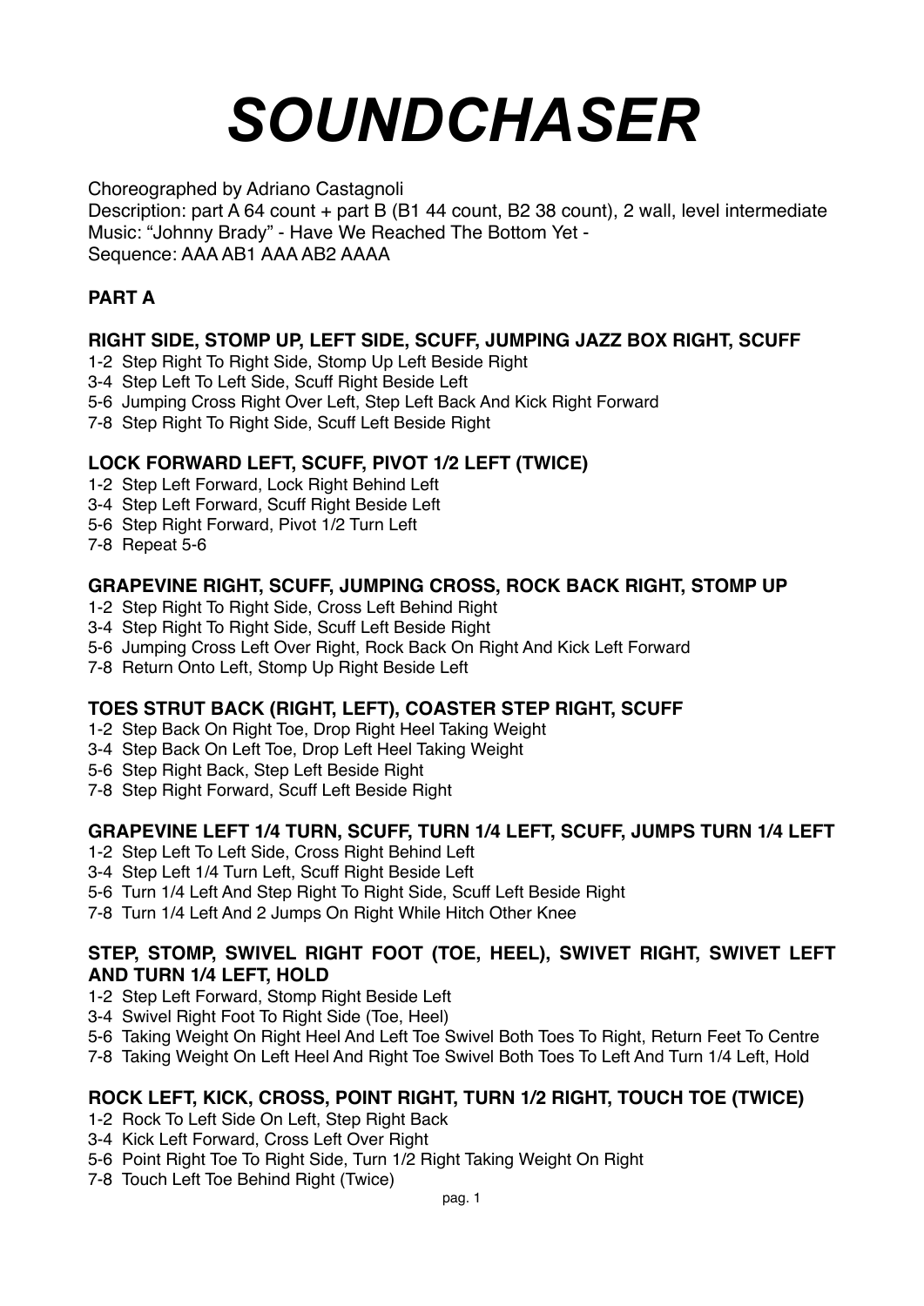# *SOUNDCHASER*

Choreographed by Adriano Castagnoli
Description: part A 64 count + part B (B1 44 count, B2 38 count), 2 wall, level intermediate
Music: “Johnny Brady” - Have We Reached The Bottom Yet -
Sequence: AAA AB1 AAA AB2 AAAA

## PART A

### RIGHT SIDE, STOMP UP, LEFT SIDE, SCUFF, JUMPING JAZZ BOX RIGHT, SCUFF

1-2 Step Right To Right Side, Stomp Up Left Beside Right
3-4 Step Left To Left Side, Scuff Right Beside Left
5-6 Jumping Cross Right Over Left, Step Left Back And Kick Right Forward
7-8 Step Right To Right Side, Scuff Left Beside Right

### LOCK FORWARD LEFT, SCUFF, PIVOT 1/2 LEFT (TWICE)

1-2 Step Left Forward, Lock Right Behind Left
3-4 Step Left Forward, Scuff Right Beside Left
5-6 Step Right Forward, Pivot 1/2 Turn Left
7-8 Repeat 5-6

### GRAPEVINE RIGHT, SCUFF, JUMPING CROSS, ROCK BACK RIGHT, STOMP UP

1-2 Step Right To Right Side, Cross Left Behind Right
3-4 Step Right To Right Side, Scuff Left Beside Right
5-6 Jumping Cross Left Over Right, Rock Back On Right And Kick Left Forward
7-8 Return Onto Left, Stomp Up Right Beside Left

### TOES STRUT BACK (RIGHT, LEFT), COASTER STEP RIGHT, SCUFF

1-2 Step Back On Right Toe, Drop Right Heel Taking Weight
3-4 Step Back On Left Toe, Drop Left Heel Taking Weight
5-6 Step Right Back, Step Left Beside Right
7-8 Step Right Forward, Scuff Left Beside Right

### GRAPEVINE LEFT 1/4 TURN, SCUFF, TURN 1/4 LEFT, SCUFF, JUMPS TURN 1/4 LEFT

1-2 Step Left To Left Side, Cross Right Behind Left
3-4 Step Left 1/4 Turn Left, Scuff Right Beside Left
5-6 Turn 1/4 Left And Step Right To Right Side, Scuff Left Beside Right
7-8 Turn 1/4 Left And 2 Jumps On Right While Hitch Other Knee

### STEP, STOMP, SWIVEL RIGHT FOOT (TOE, HEEL), SWIVET RIGHT, SWIVET LEFT AND TURN 1/4 LEFT, HOLD

1-2 Step Left Forward, Stomp Right Beside Left
3-4 Swivel Right Foot To Right Side (Toe, Heel)
5-6 Taking Weight On Right Heel And Left Toe Swivel Both Toes To Right, Return Feet To Centre
7-8 Taking Weight On Left Heel And Right Toe Swivel Both Toes To Left And Turn 1/4 Left, Hold

### ROCK LEFT, KICK, CROSS, POINT RIGHT, TURN 1/2 RIGHT, TOUCH TOE (TWICE)

1-2 Rock To Left Side On Left, Step Right Back
3-4 Kick Left Forward, Cross Left Over Right
5-6 Point Right Toe To Right Side, Turn 1/2 Right Taking Weight On Right
7-8 Touch Left Toe Behind Right (Twice)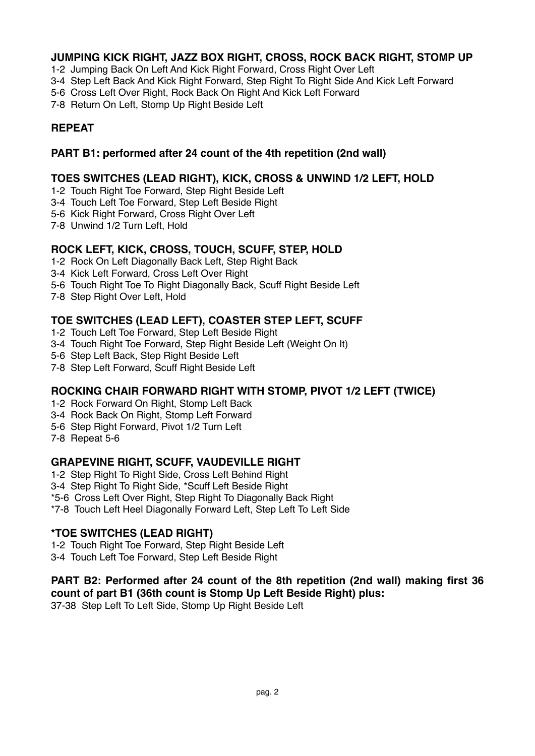### JUMPING KICK RIGHT, JAZZ BOX RIGHT, CROSS, ROCK BACK RIGHT, STOMP UP

1-2 Jumping Back On Left And Kick Right Forward, Cross Right Over Left
3-4 Step Left Back And Kick Right Forward, Step Right To Right Side And Kick Left Forward
5-6 Cross Left Over Right, Rock Back On Right And Kick Left Forward
7-8 Return On Left, Stomp Up Right Beside Left

### REPEAT

### PART B1: performed after 24 count of the 4th repetition (2nd wall)

### TOES SWITCHES (LEAD RIGHT), KICK, CROSS & UNWIND 1/2 LEFT, HOLD

1-2 Touch Right Toe Forward, Step Right Beside Left
3-4 Touch Left Toe Forward, Step Left Beside Right
5-6 Kick Right Forward, Cross Right Over Left
7-8 Unwind 1/2 Turn Left, Hold

### ROCK LEFT, KICK, CROSS, TOUCH, SCUFF, STEP, HOLD

1-2 Rock On Left Diagonally Back Left, Step Right Back
3-4 Kick Left Forward, Cross Left Over Right
5-6 Touch Right Toe To Right Diagonally Back, Scuff Right Beside Left
7-8 Step Right Over Left, Hold

### TOE SWITCHES (LEAD LEFT), COASTER STEP LEFT, SCUFF

1-2 Touch Left Toe Forward, Step Left Beside Right
3-4 Touch Right Toe Forward, Step Right Beside Left (Weight On It)
5-6 Step Left Back, Step Right Beside Left
7-8 Step Left Forward, Scuff Right Beside Left

### ROCKING CHAIR FORWARD RIGHT WITH STOMP, PIVOT 1/2 LEFT (TWICE)

1-2 Rock Forward On Right, Stomp Left Back
3-4 Rock Back On Right, Stomp Left Forward
5-6 Step Right Forward, Pivot 1/2 Turn Left
7-8 Repeat 5-6

### GRAPEVINE RIGHT, SCUFF, VAUDEVILLE RIGHT

1-2 Step Right To Right Side, Cross Left Behind Right
3-4 Step Right To Right Side, *Scuff Left Beside Right
*5-6 Cross Left Over Right, Step Right To Diagonally Back Right
*7-8 Touch Left Heel Diagonally Forward Left, Step Left To Left Side

### *TOE SWITCHES (LEAD RIGHT)

1-2 Touch Right Toe Forward, Step Right Beside Left
3-4 Touch Left Toe Forward, Step Left Beside Right

### PART B2: Performed after 24 count of the 8th repetition (2nd wall) making first 36 count of part B1 (36th count is Stomp Up Left Beside Right) plus:

37-38 Step Left To Left Side, Stomp Up Right Beside Left